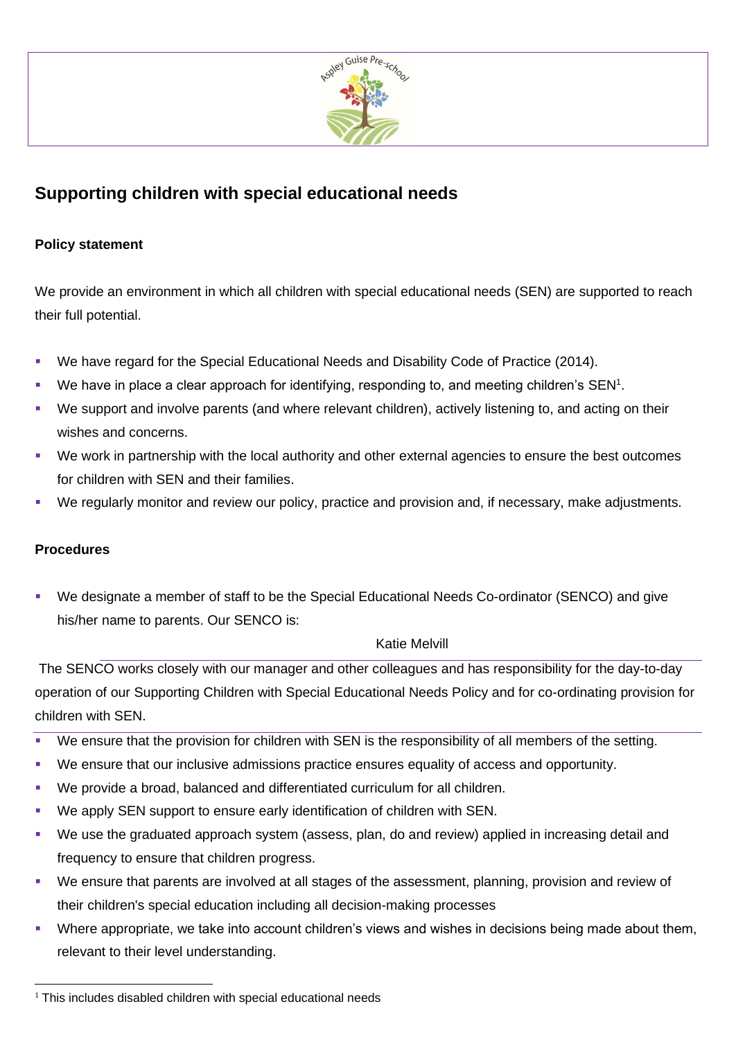## Supporting children with special educational needs

**Policy statement**

We provide an environment in which all children with special educational needs (SEN) are supported to reach their full potential.

- We have regard for the Special Educational Needs and Disability Code of Practice (2014).
- We have in place a clear approach for identifying, responding to, and meeting children's SEN[1].
- We support and involve parents (and where relevant children), actively listening to, and acting on their wishes and concerns.
- We work in partnership with the local authority and other external agencies to ensure the best outcomes for children with SEN and their families.
- We regularly monitor and review our policy, practice and provision and, if necessary, make adjustments.

**Procedures**

- We designate a member of staff to be the Special Educational Needs Co-ordinator (SENCO) and give his/her name to parents. Our SENCO is:

  Katie Melvill

The SENCO works closely with our manager and other colleagues and has responsibility for the day-to-day operation of our Supporting Children with Special Educational Needs Policy and for co-ordinating provision for children with SEN.

- We ensure that the provision for children with SEN is the responsibility of all members of the setting.
- We ensure that our inclusive admissions practice ensures equality of access and opportunity.
- We provide a broad, balanced and differentiated curriculum for all children.
- We apply SEN support to ensure early identification of children with SEN.
- We use the graduated approach system (assess, plan, do and review) applied in increasing detail and frequency to ensure that children progress.
- We ensure that parents are involved at all stages of the assessment, planning, provision and review of their children's special education including all decision-making processes
- Where appropriate, we take into account children's views and wishes in decisions being made about them, relevant to their level understanding.

[1] This includes disabled children with special educational needs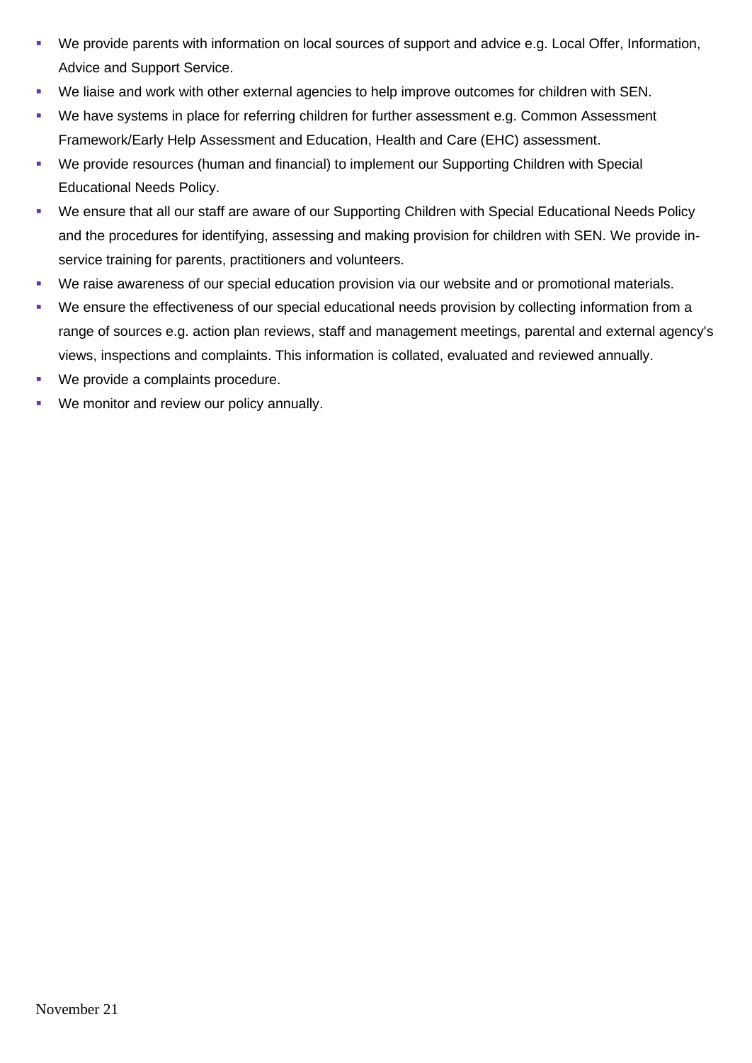- We provide parents with information on local sources of support and advice e.g. Local Offer, Information, Advice and Support Service.
- We liaise and work with other external agencies to help improve outcomes for children with SEN.
- We have systems in place for referring children for further assessment e.g. Common Assessment Framework/Early Help Assessment and Education, Health and Care (EHC) assessment.
- We provide resources (human and financial) to implement our Supporting Children with Special Educational Needs Policy.
- We ensure that all our staff are aware of our Supporting Children with Special Educational Needs Policy and the procedures for identifying, assessing and making provision for children with SEN. We provide in-service training for parents, practitioners and volunteers.
- We raise awareness of our special education provision via our website and or promotional materials.
- We ensure the effectiveness of our special educational needs provision by collecting information from a range of sources e.g. action plan reviews, staff and management meetings, parental and external agency's views, inspections and complaints. This information is collated, evaluated and reviewed annually.
- We provide a complaints procedure.
- We monitor and review our policy annually.

November 21